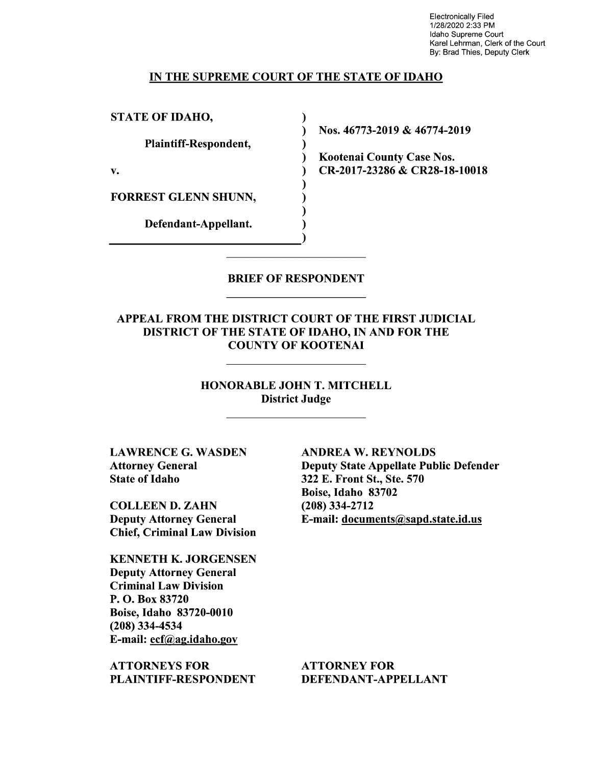Electronically Filed
1/28/2020 2:33 PM
Idaho Supreme Court
Karel Lehrman, Clerk of the Court
By: Brad Thies, Deputy Clerk

# IN THE SUPREME COURT OF THE STATE OF IDAHO

| | |
|---|---|
| **STATE OF IDAHO,** | |
| **Plaintiff-Respondent,** | **Nos. 46773-2019 & 46774-2019** |
| **v.** | **Kootenai County Case Nos. CR-2017-23286 & CR28-18-10018** |
| **FORREST GLENN SHUNN,** | |
| **Defendant-Appellant.** | |

## BRIEF OF RESPONDENT

### APPEAL FROM THE DISTRICT COURT OF THE FIRST JUDICIAL DISTRICT OF THE STATE OF IDAHO, IN AND FOR THE COUNTY OF KOOTENAI

**HONORABLE JOHN T. MITCHELL**
**District Judge**

**LAWRENCE G. WASDEN**
**Attorney General**
**State of Idaho**

**COLLEEN D. ZAHN**
**Deputy Attorney General**
**Chief, Criminal Law Division**

**KENNETH K. JORGENSEN**
**Deputy Attorney General**
**Criminal Law Division**
**P. O. Box 83720**
**Boise, Idaho 83720-0010**
**(208) 334-4534**
**E-mail: ecf@ag.idaho.gov**

**ATTORNEYS FOR PLAINTIFF-RESPONDENT**

**ANDREA W. REYNOLDS**
**Deputy State Appellate Public Defender**
**322 E. Front St., Ste. 570**
**Boise, Idaho 83702**
**(208) 334-2712**
**E-mail: documents@sapd.state.id.us**

**ATTORNEY FOR DEFENDANT-APPELLANT**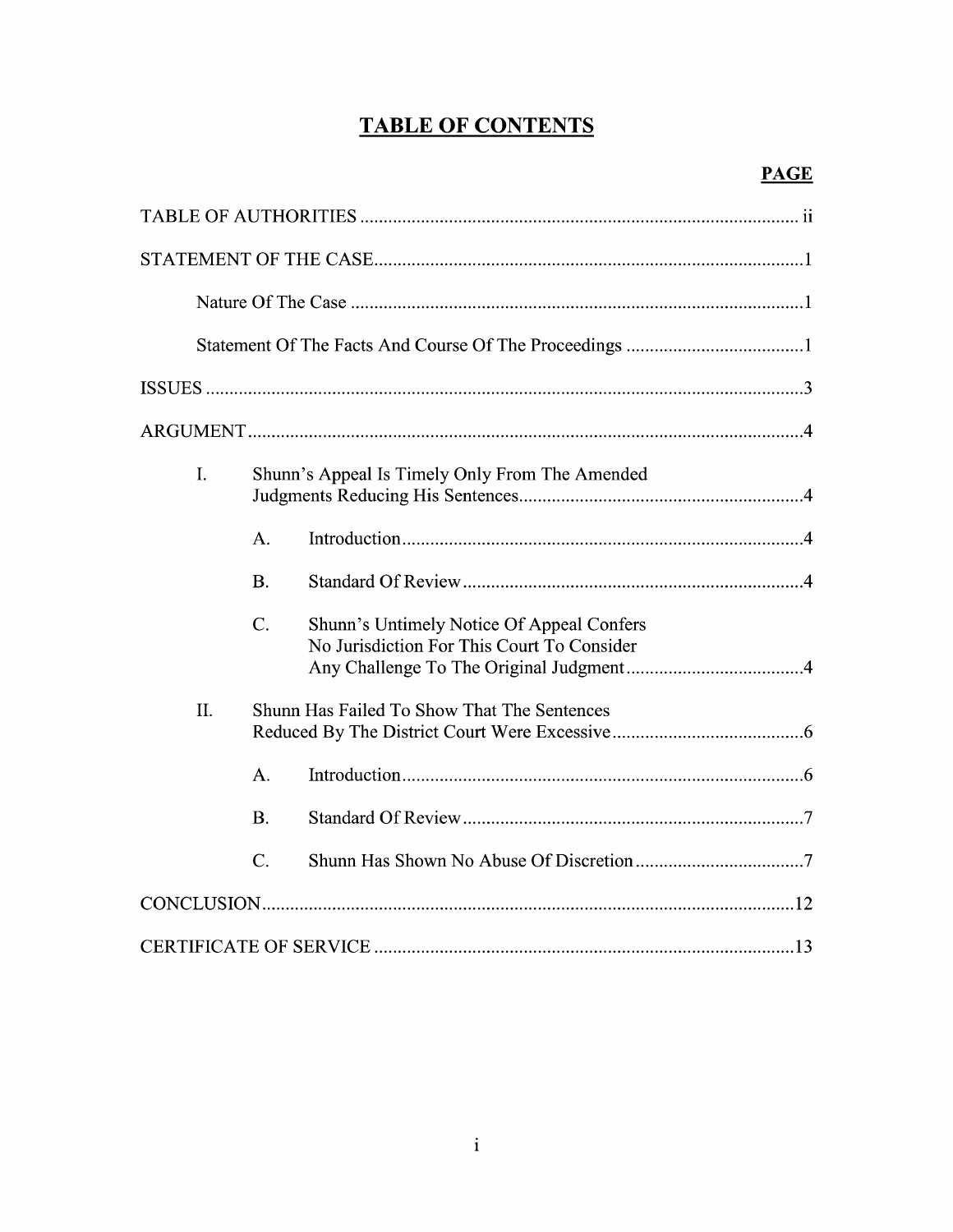# TABLE OF CONTENTS

| | PAGE |
|---|---|
| TABLE OF AUTHORITIES | ii |
| STATEMENT OF THE CASE | 1 |
| Nature Of The Case | 1 |
| Statement Of The Facts And Course Of The Proceedings | 1 |
| ISSUES | 3 |
| ARGUMENT | 4 |
| I. Shunn's Appeal Is Timely Only From The Amended Judgments Reducing His Sentences | 4 |
| A. Introduction | 4 |
| B. Standard Of Review | 4 |
| C. Shunn's Untimely Notice Of Appeal Confers No Jurisdiction For This Court To Consider Any Challenge To The Original Judgment | 4 |
| II. Shunn Has Failed To Show That The Sentences Reduced By The District Court Were Excessive | 6 |
| A. Introduction | 6 |
| B. Standard Of Review | 7 |
| C. Shunn Has Shown No Abuse Of Discretion | 7 |
| CONCLUSION | 12 |
| CERTIFICATE OF SERVICE | 13 |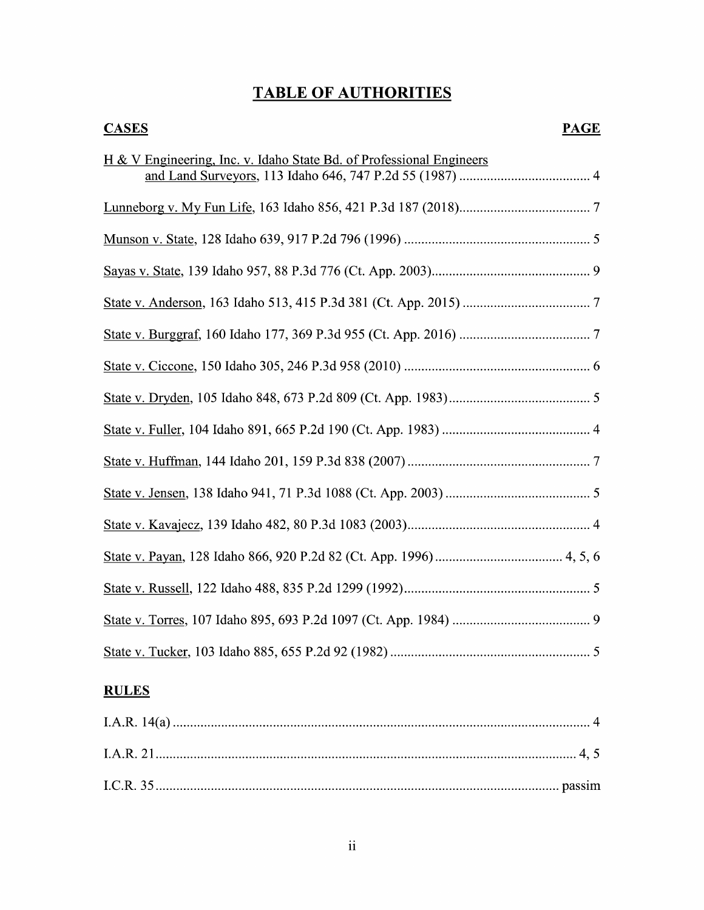# TABLE OF AUTHORITIES

| CASES | PAGE |
|---|---|
| H & V Engineering, Inc. v. Idaho State Bd. of Professional Engineers and Land Surveyors, 113 Idaho 646, 747 P.2d 55 (1987) | 4 |
| Lunneborg v. My Fun Life, 163 Idaho 856, 421 P.3d 187 (2018) | 7 |
| Munson v. State, 128 Idaho 639, 917 P.2d 796 (1996) | 5 |
| Sayas v. State, 139 Idaho 957, 88 P.3d 776 (Ct. App. 2003) | 9 |
| State v. Anderson, 163 Idaho 513, 415 P.3d 381 (Ct. App. 2015) | 7 |
| State v. Burggraf, 160 Idaho 177, 369 P.3d 955 (Ct. App. 2016) | 7 |
| State v. Ciccone, 150 Idaho 305, 246 P.3d 958 (2010) | 6 |
| State v. Dryden, 105 Idaho 848, 673 P.2d 809 (Ct. App. 1983) | 5 |
| State v. Fuller, 104 Idaho 891, 665 P.2d 190 (Ct. App. 1983) | 4 |
| State v. Huffman, 144 Idaho 201, 159 P.3d 838 (2007) | 7 |
| State v. Jensen, 138 Idaho 941, 71 P.3d 1088 (Ct. App. 2003) | 5 |
| State v. Kavajecz, 139 Idaho 482, 80 P.3d 1083 (2003) | 4 |
| State v. Payan, 128 Idaho 866, 920 P.2d 82 (Ct. App. 1996) | 4, 5, 6 |
| State v. Russell, 122 Idaho 488, 835 P.2d 1299 (1992) | 5 |
| State v. Torres, 107 Idaho 895, 693 P.2d 1097 (Ct. App. 1984) | 9 |
| State v. Tucker, 103 Idaho 885, 655 P.2d 92 (1982) | 5 |

| RULES | |
|---|---|
| I.A.R. 14(a) | 4 |
| I.A.R. 21 | 4, 5 |
| I.C.R. 35 | passim |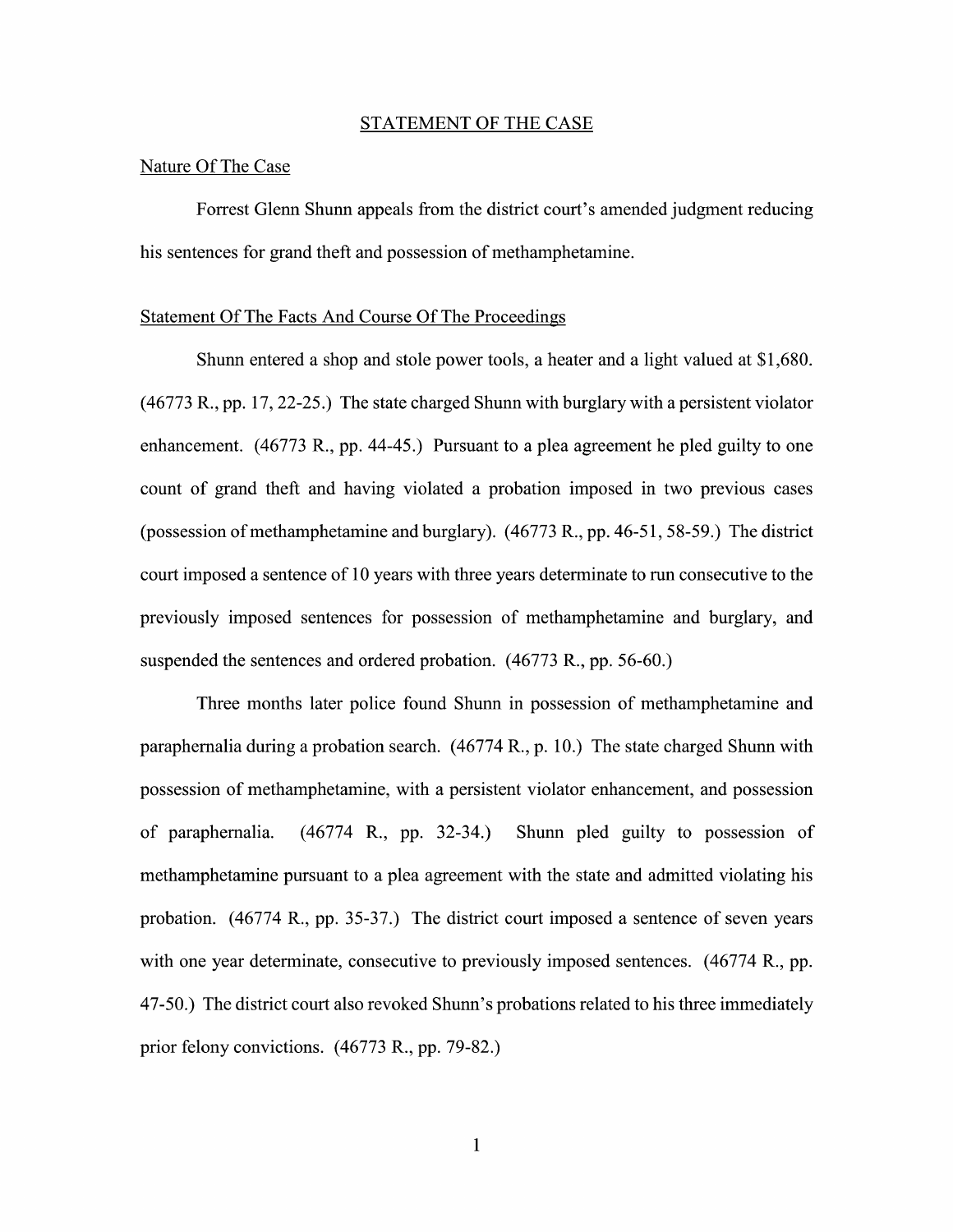## STATEMENT OF THE CASE

### Nature Of The Case

Forrest Glenn Shunn appeals from the district court's amended judgment reducing his sentences for grand theft and possession of methamphetamine.

### Statement Of The Facts And Course Of The Proceedings

Shunn entered a shop and stole power tools, a heater and a light valued at $1,680. (46773 R., pp. 17, 22-25.) The state charged Shunn with burglary with a persistent violator enhancement. (46773 R., pp. 44-45.) Pursuant to a plea agreement he pled guilty to one count of grand theft and having violated a probation imposed in two previous cases (possession of methamphetamine and burglary). (46773 R., pp. 46-51, 58-59.) The district court imposed a sentence of 10 years with three years determinate to run consecutive to the previously imposed sentences for possession of methamphetamine and burglary, and suspended the sentences and ordered probation. (46773 R., pp. 56-60.)

Three months later police found Shunn in possession of methamphetamine and paraphernalia during a probation search. (46774 R., p. 10.) The state charged Shunn with possession of methamphetamine, with a persistent violator enhancement, and possession of paraphernalia. (46774 R., pp. 32-34.) Shunn pled guilty to possession of methamphetamine pursuant to a plea agreement with the state and admitted violating his probation. (46774 R., pp. 35-37.) The district court imposed a sentence of seven years with one year determinate, consecutive to previously imposed sentences. (46774 R., pp. 47-50.) The district court also revoked Shunn's probations related to his three immediately prior felony convictions. (46773 R., pp. 79-82.)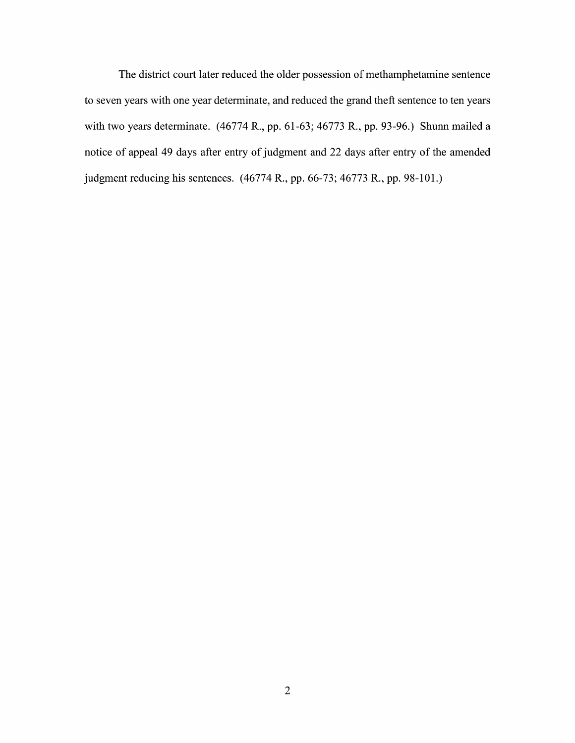The district court later reduced the older possession of methamphetamine sentence to seven years with one year determinate, and reduced the grand theft sentence to ten years with two years determinate. (46774 R., pp. 61-63; 46773 R., pp. 93-96.) Shunn mailed a notice of appeal 49 days after entry of judgment and 22 days after entry of the amended judgment reducing his sentences. (46774 R., pp. 66-73; 46773 R., pp. 98-101.)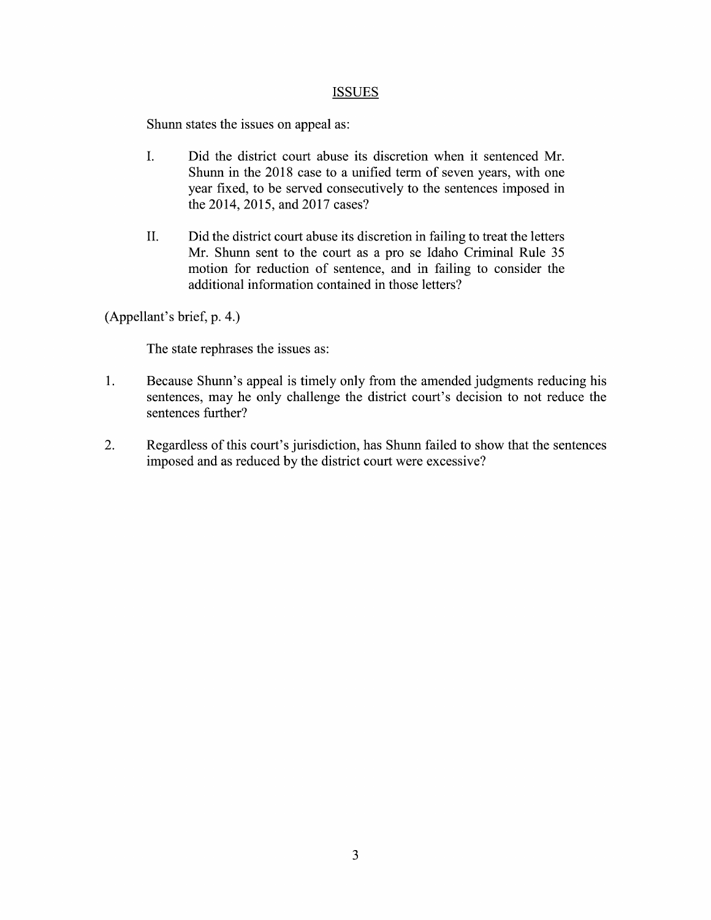## ISSUES

Shunn states the issues on appeal as:

I. Did the district court abuse its discretion when it sentenced Mr. Shunn in the 2018 case to a unified term of seven years, with one year fixed, to be served consecutively to the sentences imposed in the 2014, 2015, and 2017 cases?

II. Did the district court abuse its discretion in failing to treat the letters Mr. Shunn sent to the court as a pro se Idaho Criminal Rule 35 motion for reduction of sentence, and in failing to consider the additional information contained in those letters?

(Appellant's brief, p. 4.)

The state rephrases the issues as:

1. Because Shunn's appeal is timely only from the amended judgments reducing his sentences, may he only challenge the district court's decision to not reduce the sentences further?

2. Regardless of this court's jurisdiction, has Shunn failed to show that the sentences imposed and as reduced by the district court were excessive?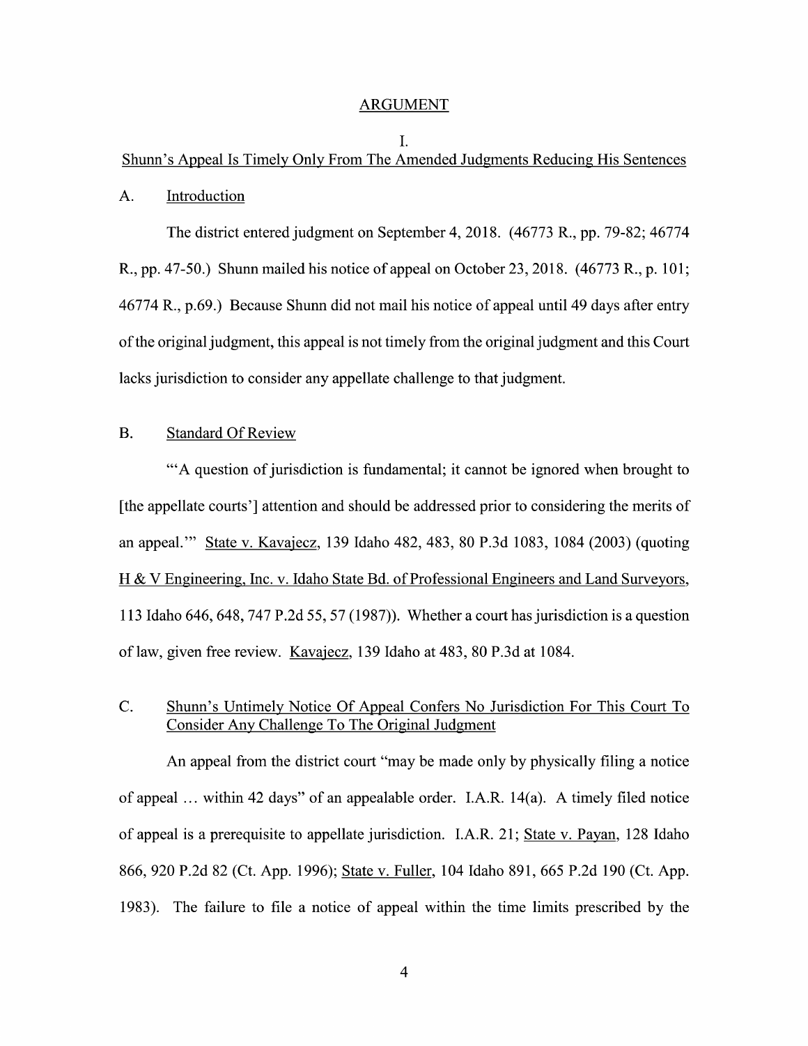## ARGUMENT

### I.
### Shunn's Appeal Is Timely Only From The Amended Judgments Reducing His Sentences

#### A. Introduction

The district entered judgment on September 4, 2018. (46773 R., pp. 79-82; 46774 R., pp. 47-50.) Shunn mailed his notice of appeal on October 23, 2018. (46773 R., p. 101; 46774 R., p.69.) Because Shunn did not mail his notice of appeal until 49 days after entry of the original judgment, this appeal is not timely from the original judgment and this Court lacks jurisdiction to consider any appellate challenge to that judgment.

#### B. Standard Of Review

"'A question of jurisdiction is fundamental; it cannot be ignored when brought to [the appellate courts'] attention and should be addressed prior to considering the merits of an appeal.'" State v. Kavajecz, 139 Idaho 482, 483, 80 P.3d 1083, 1084 (2003) (quoting H & V Engineering, Inc. v. Idaho State Bd. of Professional Engineers and Land Surveyors, 113 Idaho 646, 648, 747 P.2d 55, 57 (1987)). Whether a court has jurisdiction is a question of law, given free review. Kavajecz, 139 Idaho at 483, 80 P.3d at 1084.

#### C. Shunn's Untimely Notice Of Appeal Confers No Jurisdiction For This Court To Consider Any Challenge To The Original Judgment

An appeal from the district court "may be made only by physically filing a notice of appeal … within 42 days" of an appealable order. I.A.R. 14(a). A timely filed notice of appeal is a prerequisite to appellate jurisdiction. I.A.R. 21; State v. Payan, 128 Idaho 866, 920 P.2d 82 (Ct. App. 1996); State v. Fuller, 104 Idaho 891, 665 P.2d 190 (Ct. App. 1983). The failure to file a notice of appeal within the time limits prescribed by the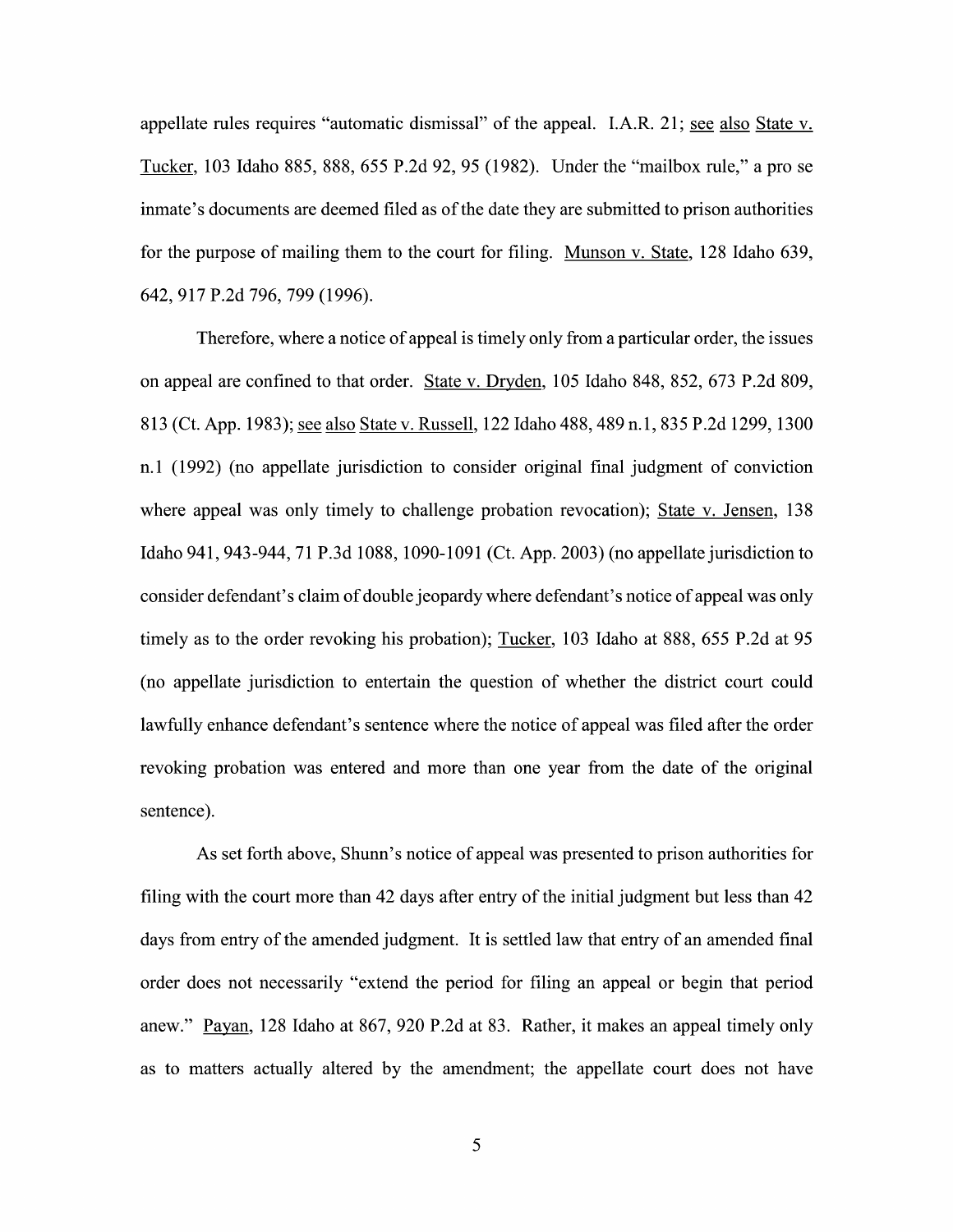appellate rules requires "automatic dismissal" of the appeal. I.A.R. 21; see also State v. Tucker, 103 Idaho 885, 888, 655 P.2d 92, 95 (1982). Under the "mailbox rule," a pro se inmate's documents are deemed filed as of the date they are submitted to prison authorities for the purpose of mailing them to the court for filing. Munson v. State, 128 Idaho 639, 642, 917 P.2d 796, 799 (1996).

Therefore, where a notice of appeal is timely only from a particular order, the issues on appeal are confined to that order. State v. Dryden, 105 Idaho 848, 852, 673 P.2d 809, 813 (Ct. App. 1983); see also State v. Russell, 122 Idaho 488, 489 n.1, 835 P.2d 1299, 1300 n.1 (1992) (no appellate jurisdiction to consider original final judgment of conviction where appeal was only timely to challenge probation revocation); State v. Jensen, 138 Idaho 941, 943-944, 71 P.3d 1088, 1090-1091 (Ct. App. 2003) (no appellate jurisdiction to consider defendant's claim of double jeopardy where defendant's notice of appeal was only timely as to the order revoking his probation); Tucker, 103 Idaho at 888, 655 P.2d at 95 (no appellate jurisdiction to entertain the question of whether the district court could lawfully enhance defendant's sentence where the notice of appeal was filed after the order revoking probation was entered and more than one year from the date of the original sentence).

As set forth above, Shunn's notice of appeal was presented to prison authorities for filing with the court more than 42 days after entry of the initial judgment but less than 42 days from entry of the amended judgment. It is settled law that entry of an amended final order does not necessarily "extend the period for filing an appeal or begin that period anew." Payan, 128 Idaho at 867, 920 P.2d at 83. Rather, it makes an appeal timely only as to matters actually altered by the amendment; the appellate court does not have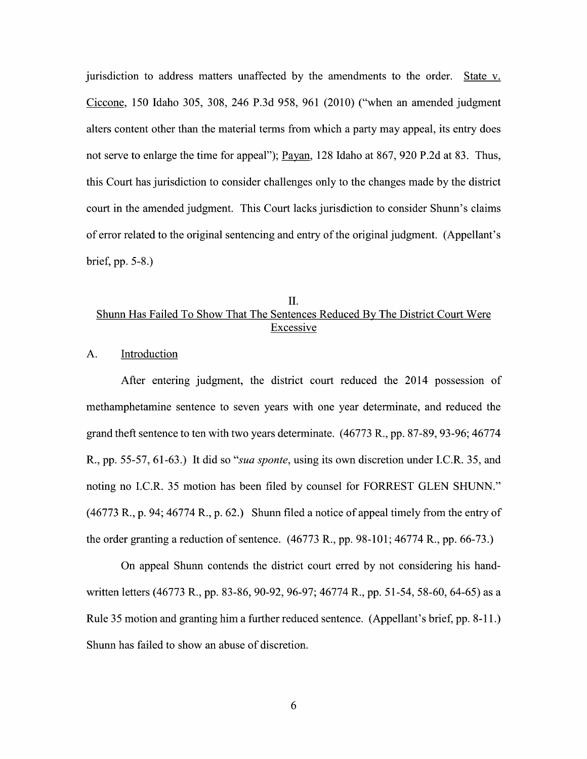jurisdiction to address matters unaffected by the amendments to the order. State v. Ciccone, 150 Idaho 305, 308, 246 P.3d 958, 961 (2010) ("when an amended judgment alters content other than the material terms from which a party may appeal, its entry does not serve to enlarge the time for appeal"); Payan, 128 Idaho at 867, 920 P.2d at 83. Thus, this Court has jurisdiction to consider challenges only to the changes made by the district court in the amended judgment. This Court lacks jurisdiction to consider Shunn's claims of error related to the original sentencing and entry of the original judgment. (Appellant's brief, pp. 5-8.)

## II. Shunn Has Failed To Show That The Sentences Reduced By The District Court Were Excessive

### A. Introduction

After entering judgment, the district court reduced the 2014 possession of methamphetamine sentence to seven years with one year determinate, and reduced the grand theft sentence to ten with two years determinate. (46773 R., pp. 87-89, 93-96; 46774 R., pp. 55-57, 61-63.) It did so "*sua sponte*, using its own discretion under I.C.R. 35, and noting no I.C.R. 35 motion has been filed by counsel for FORREST GLEN SHUNN." (46773 R., p. 94; 46774 R., p. 62.) Shunn filed a notice of appeal timely from the entry of the order granting a reduction of sentence. (46773 R., pp. 98-101; 46774 R., pp. 66-73.)

On appeal Shunn contends the district court erred by not considering his hand-written letters (46773 R., pp. 83-86, 90-92, 96-97; 46774 R., pp. 51-54, 58-60, 64-65) as a Rule 35 motion and granting him a further reduced sentence. (Appellant's brief, pp. 8-11.) Shunn has failed to show an abuse of discretion.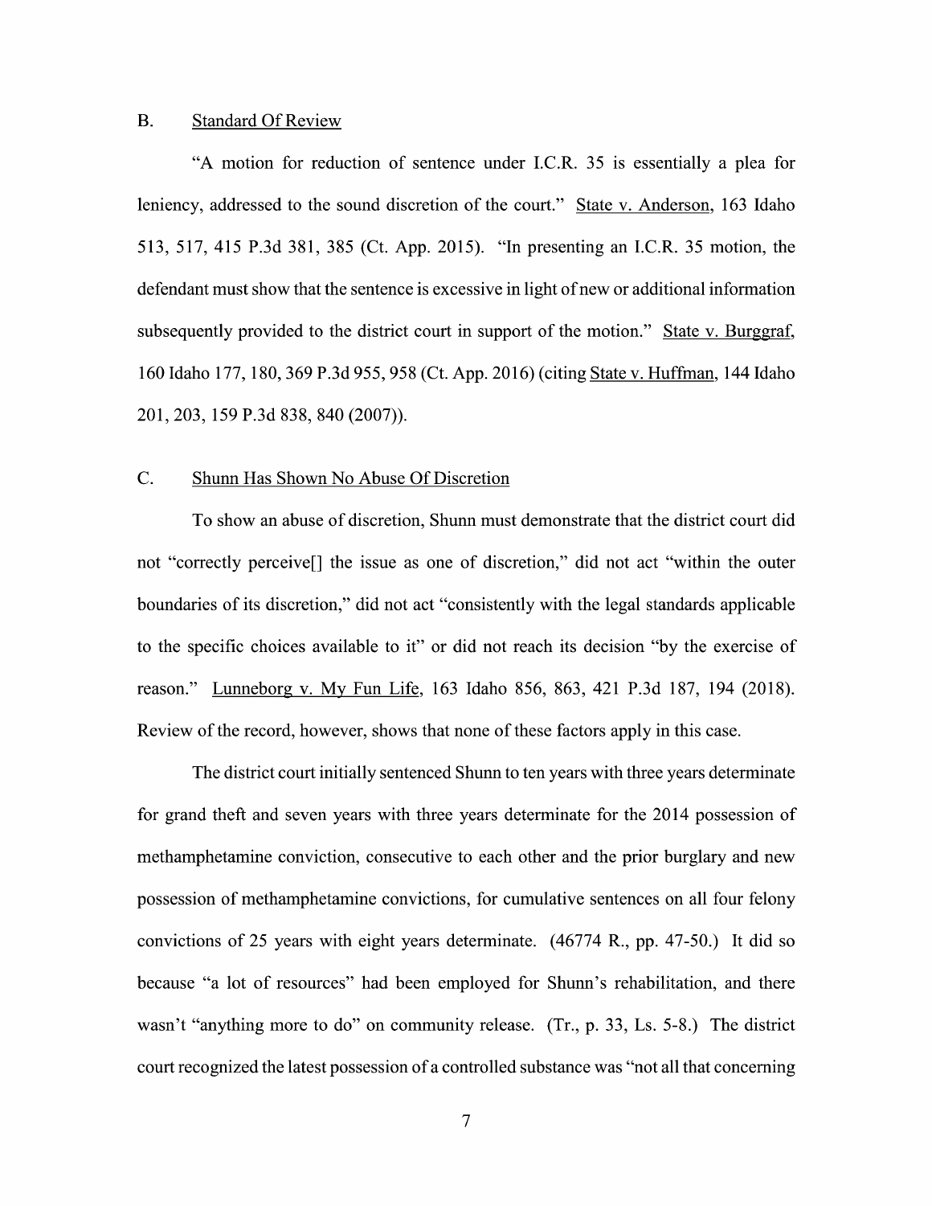### B. Standard Of Review

"A motion for reduction of sentence under I.C.R. 35 is essentially a plea for leniency, addressed to the sound discretion of the court." State v. Anderson, 163 Idaho 513, 517, 415 P.3d 381, 385 (Ct. App. 2015). "In presenting an I.C.R. 35 motion, the defendant must show that the sentence is excessive in light of new or additional information subsequently provided to the district court in support of the motion." State v. Burggraf, 160 Idaho 177, 180, 369 P.3d 955, 958 (Ct. App. 2016) (citing State v. Huffman, 144 Idaho 201, 203, 159 P.3d 838, 840 (2007)).

### C. Shunn Has Shown No Abuse Of Discretion

To show an abuse of discretion, Shunn must demonstrate that the district court did not "correctly perceive[] the issue as one of discretion," did not act "within the outer boundaries of its discretion," did not act "consistently with the legal standards applicable to the specific choices available to it" or did not reach its decision "by the exercise of reason." Lunneborg v. My Fun Life, 163 Idaho 856, 863, 421 P.3d 187, 194 (2018). Review of the record, however, shows that none of these factors apply in this case.

The district court initially sentenced Shunn to ten years with three years determinate for grand theft and seven years with three years determinate for the 2014 possession of methamphetamine conviction, consecutive to each other and the prior burglary and new possession of methamphetamine convictions, for cumulative sentences on all four felony convictions of 25 years with eight years determinate. (46774 R., pp. 47-50.) It did so because "a lot of resources" had been employed for Shunn's rehabilitation, and there wasn't "anything more to do" on community release. (Tr., p. 33, Ls. 5-8.) The district court recognized the latest possession of a controlled substance was "not all that concerning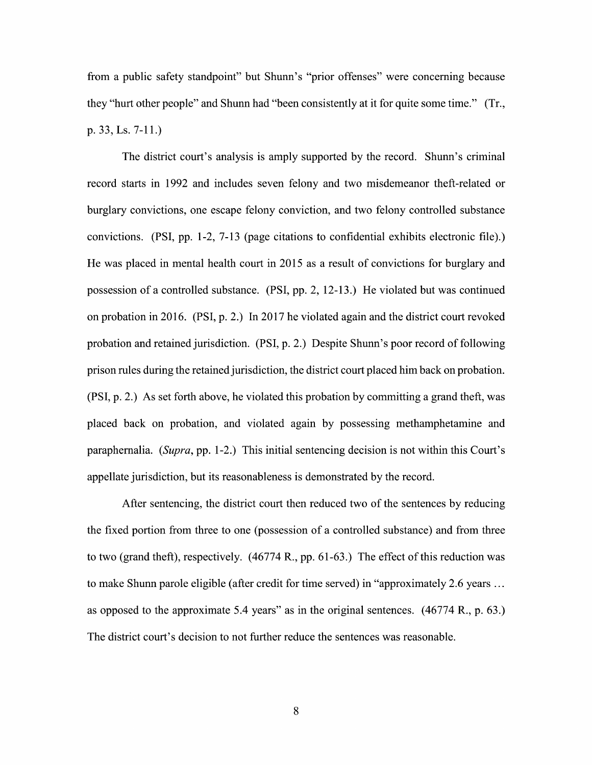from a public safety standpoint" but Shunn's "prior offenses" were concerning because they "hurt other people" and Shunn had "been consistently at it for quite some time." (Tr., p. 33, Ls. 7-11.)

The district court's analysis is amply supported by the record. Shunn's criminal record starts in 1992 and includes seven felony and two misdemeanor theft-related or burglary convictions, one escape felony conviction, and two felony controlled substance convictions. (PSI, pp. 1-2, 7-13 (page citations to confidential exhibits electronic file).) He was placed in mental health court in 2015 as a result of convictions for burglary and possession of a controlled substance. (PSI, pp. 2, 12-13.) He violated but was continued on probation in 2016. (PSI, p. 2.) In 2017 he violated again and the district court revoked probation and retained jurisdiction. (PSI, p. 2.) Despite Shunn's poor record of following prison rules during the retained jurisdiction, the district court placed him back on probation. (PSI, p. 2.) As set forth above, he violated this probation by committing a grand theft, was placed back on probation, and violated again by possessing methamphetamine and paraphernalia. (*Supra*, pp. 1-2.) This initial sentencing decision is not within this Court's appellate jurisdiction, but its reasonableness is demonstrated by the record.

After sentencing, the district court then reduced two of the sentences by reducing the fixed portion from three to one (possession of a controlled substance) and from three to two (grand theft), respectively. (46774 R., pp. 61-63.) The effect of this reduction was to make Shunn parole eligible (after credit for time served) in "approximately 2.6 years … as opposed to the approximate 5.4 years" as in the original sentences. (46774 R., p. 63.) The district court's decision to not further reduce the sentences was reasonable.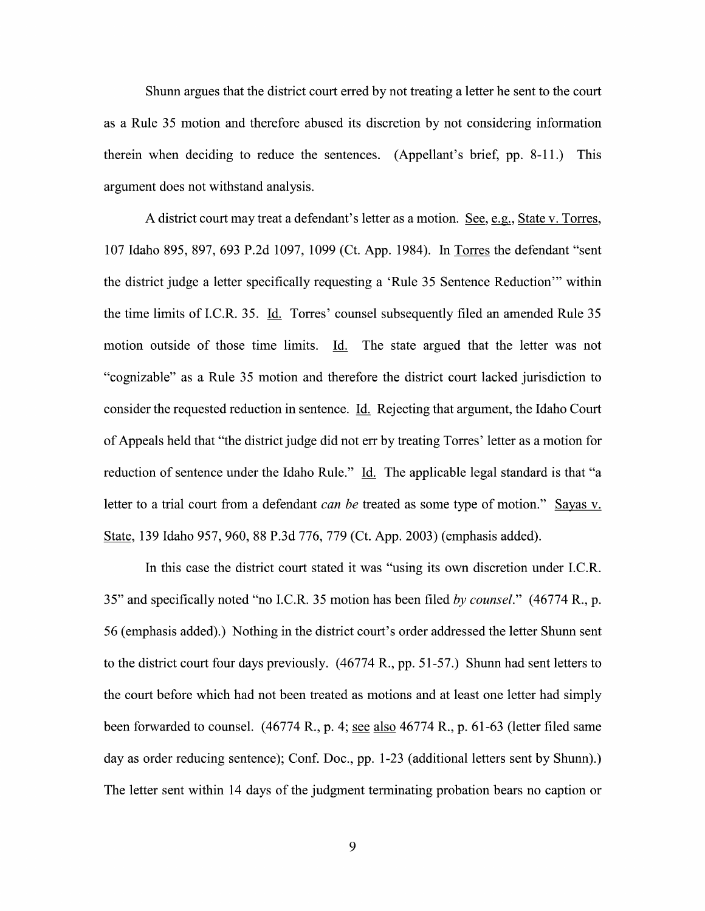Shunn argues that the district court erred by not treating a letter he sent to the court as a Rule 35 motion and therefore abused its discretion by not considering information therein when deciding to reduce the sentences. (Appellant's brief, pp. 8-11.) This argument does not withstand analysis.

A district court may treat a defendant's letter as a motion. See, e.g., State v. Torres, 107 Idaho 895, 897, 693 P.2d 1097, 1099 (Ct. App. 1984). In Torres the defendant "sent the district judge a letter specifically requesting a 'Rule 35 Sentence Reduction'" within the time limits of I.C.R. 35. Id. Torres' counsel subsequently filed an amended Rule 35 motion outside of those time limits. Id. The state argued that the letter was not "cognizable" as a Rule 35 motion and therefore the district court lacked jurisdiction to consider the requested reduction in sentence. Id. Rejecting that argument, the Idaho Court of Appeals held that "the district judge did not err by treating Torres' letter as a motion for reduction of sentence under the Idaho Rule." Id. The applicable legal standard is that "a letter to a trial court from a defendant *can be* treated as some type of motion." Sayas v. State, 139 Idaho 957, 960, 88 P.3d 776, 779 (Ct. App. 2003) (emphasis added).

In this case the district court stated it was "using its own discretion under I.C.R. 35" and specifically noted "no I.C.R. 35 motion has been filed *by counsel*." (46774 R., p. 56 (emphasis added).) Nothing in the district court's order addressed the letter Shunn sent to the district court four days previously. (46774 R., pp. 51-57.) Shunn had sent letters to the court before which had not been treated as motions and at least one letter had simply been forwarded to counsel. (46774 R., p. 4; see also 46774 R., p. 61-63 (letter filed same day as order reducing sentence); Conf. Doc., pp. 1-23 (additional letters sent by Shunn).) The letter sent within 14 days of the judgment terminating probation bears no caption or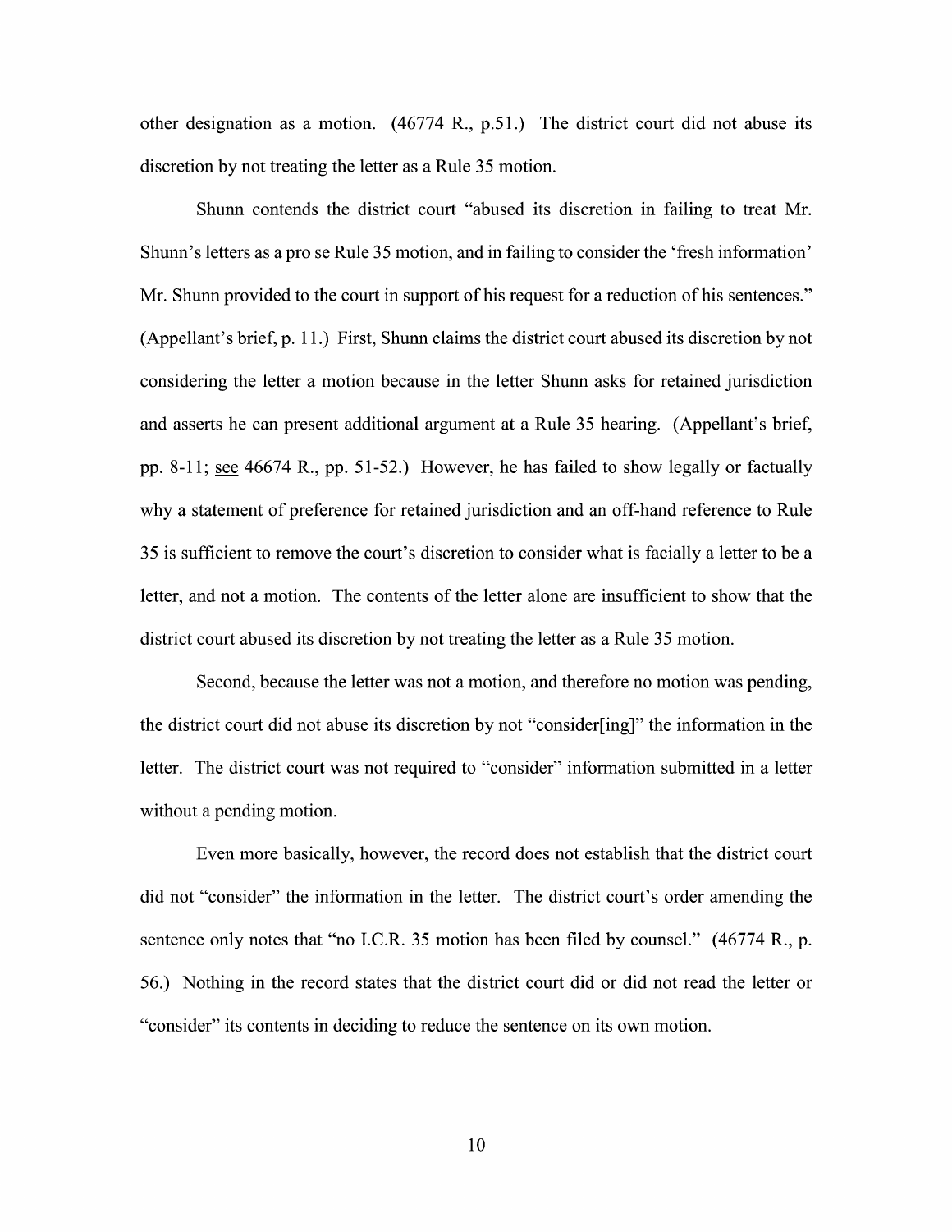other designation as a motion. (46774 R., p.51.) The district court did not abuse its discretion by not treating the letter as a Rule 35 motion.

Shunn contends the district court "abused its discretion in failing to treat Mr. Shunn's letters as a pro se Rule 35 motion, and in failing to consider the 'fresh information' Mr. Shunn provided to the court in support of his request for a reduction of his sentences." (Appellant's brief, p. 11.) First, Shunn claims the district court abused its discretion by not considering the letter a motion because in the letter Shunn asks for retained jurisdiction and asserts he can present additional argument at a Rule 35 hearing. (Appellant's brief, pp. 8-11; see 46674 R., pp. 51-52.) However, he has failed to show legally or factually why a statement of preference for retained jurisdiction and an off-hand reference to Rule 35 is sufficient to remove the court's discretion to consider what is facially a letter to be a letter, and not a motion. The contents of the letter alone are insufficient to show that the district court abused its discretion by not treating the letter as a Rule 35 motion.

Second, because the letter was not a motion, and therefore no motion was pending, the district court did not abuse its discretion by not "consider[ing]" the information in the letter. The district court was not required to "consider" information submitted in a letter without a pending motion.

Even more basically, however, the record does not establish that the district court did not "consider" the information in the letter. The district court's order amending the sentence only notes that "no I.C.R. 35 motion has been filed by counsel." (46774 R., p. 56.) Nothing in the record states that the district court did or did not read the letter or "consider" its contents in deciding to reduce the sentence on its own motion.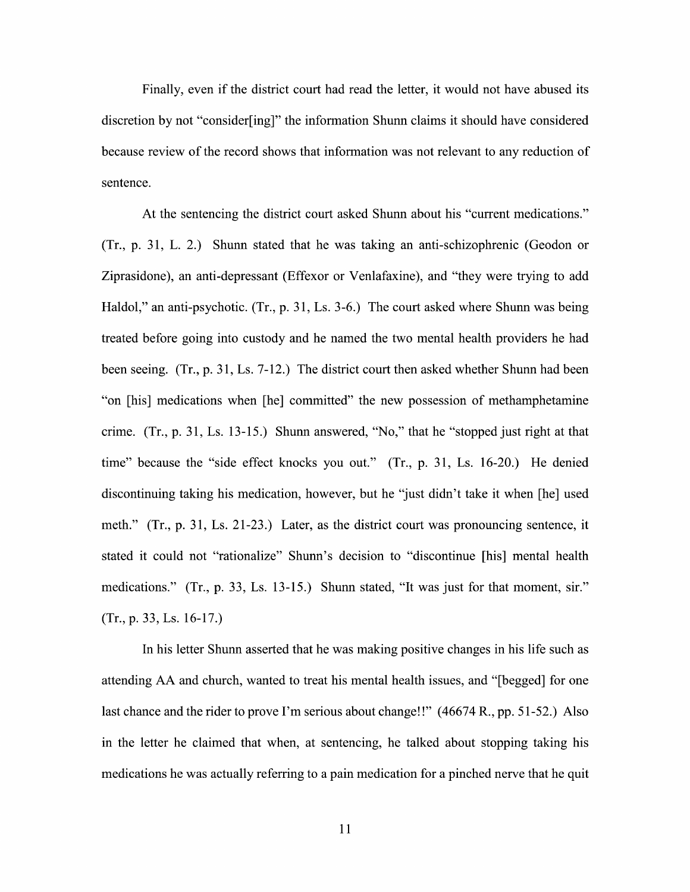Finally, even if the district court had read the letter, it would not have abused its discretion by not "consider[ing]" the information Shunn claims it should have considered because review of the record shows that information was not relevant to any reduction of sentence.

At the sentencing the district court asked Shunn about his "current medications." (Tr., p. 31, L. 2.) Shunn stated that he was taking an anti-schizophrenic (Geodon or Ziprasidone), an anti-depressant (Effexor or Venlafaxine), and "they were trying to add Haldol," an anti-psychotic. (Tr., p. 31, Ls. 3-6.) The court asked where Shunn was being treated before going into custody and he named the two mental health providers he had been seeing. (Tr., p. 31, Ls. 7-12.) The district court then asked whether Shunn had been "on [his] medications when [he] committed" the new possession of methamphetamine crime. (Tr., p. 31, Ls. 13-15.) Shunn answered, "No," that he "stopped just right at that time" because the "side effect knocks you out." (Tr., p. 31, Ls. 16-20.) He denied discontinuing taking his medication, however, but he "just didn't take it when [he] used meth." (Tr., p. 31, Ls. 21-23.) Later, as the district court was pronouncing sentence, it stated it could not "rationalize" Shunn's decision to "discontinue [his] mental health medications." (Tr., p. 33, Ls. 13-15.) Shunn stated, "It was just for that moment, sir." (Tr., p. 33, Ls. 16-17.)

In his letter Shunn asserted that he was making positive changes in his life such as attending AA and church, wanted to treat his mental health issues, and "[begged] for one last chance and the rider to prove I'm serious about change!!" (46674 R., pp. 51-52.) Also in the letter he claimed that when, at sentencing, he talked about stopping taking his medications he was actually referring to a pain medication for a pinched nerve that he quit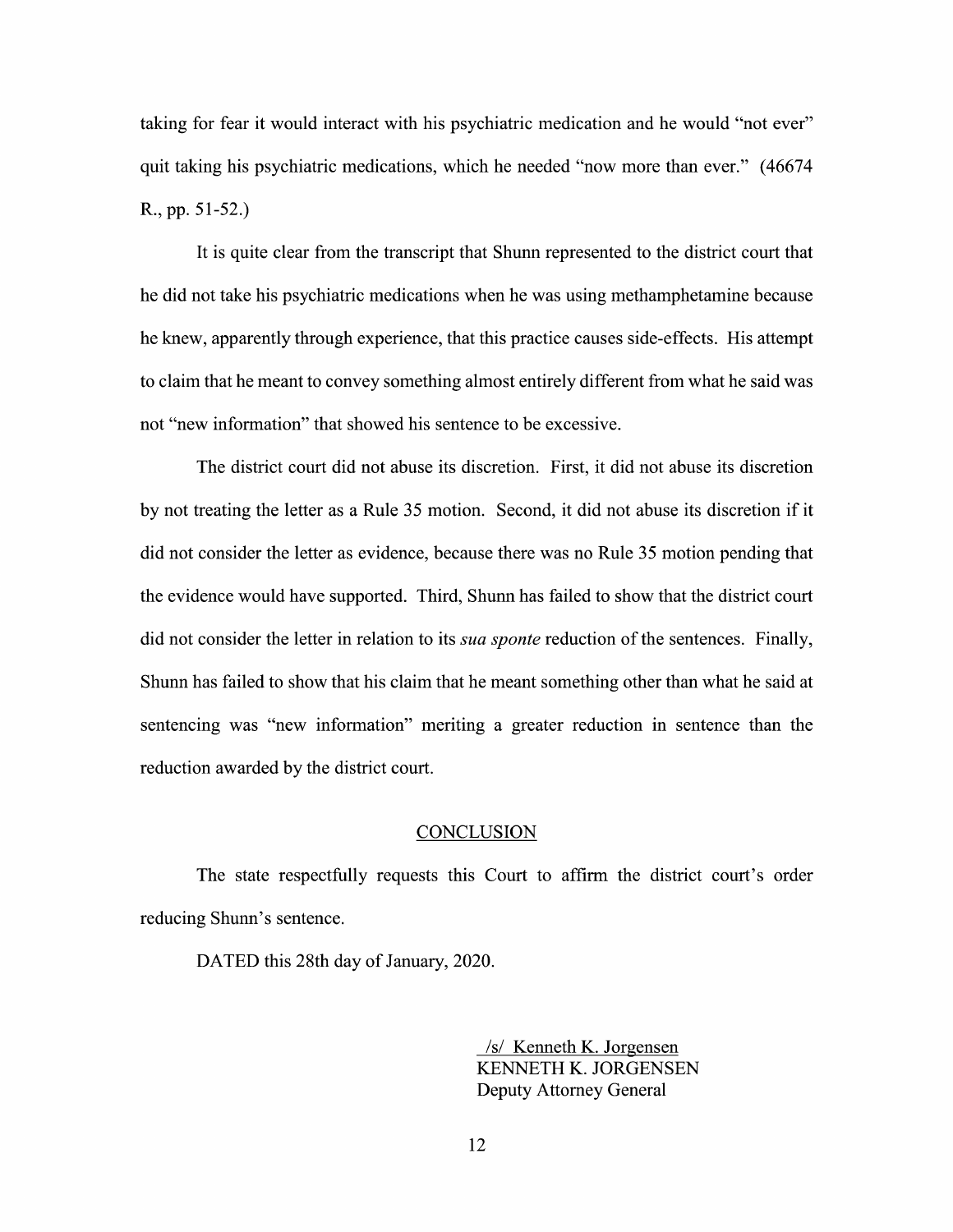taking for fear it would interact with his psychiatric medication and he would "not ever" quit taking his psychiatric medications, which he needed "now more than ever." (46674 R., pp. 51-52.)

It is quite clear from the transcript that Shunn represented to the district court that he did not take his psychiatric medications when he was using methamphetamine because he knew, apparently through experience, that this practice causes side-effects. His attempt to claim that he meant to convey something almost entirely different from what he said was not "new information" that showed his sentence to be excessive.

The district court did not abuse its discretion. First, it did not abuse its discretion by not treating the letter as a Rule 35 motion. Second, it did not abuse its discretion if it did not consider the letter as evidence, because there was no Rule 35 motion pending that the evidence would have supported. Third, Shunn has failed to show that the district court did not consider the letter in relation to its *sua sponte* reduction of the sentences. Finally, Shunn has failed to show that his claim that he meant something other than what he said at sentencing was "new information" meriting a greater reduction in sentence than the reduction awarded by the district court.

## CONCLUSION

The state respectfully requests this Court to affirm the district court's order reducing Shunn's sentence.

DATED this 28th day of January, 2020.

/s/ Kenneth K. Jorgensen
KENNETH K. JORGENSEN
Deputy Attorney General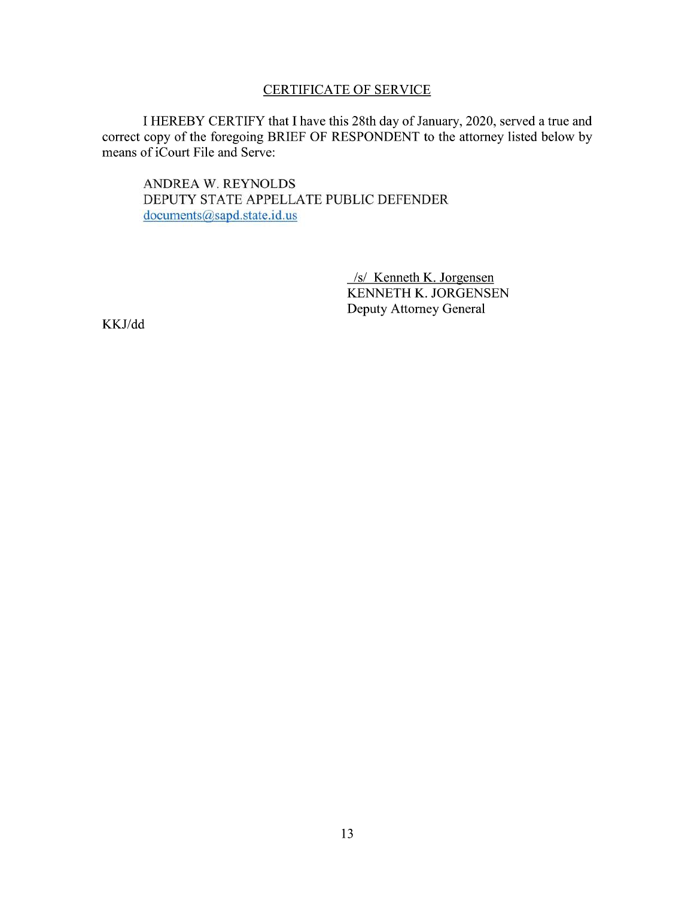## CERTIFICATE OF SERVICE

I HEREBY CERTIFY that I have this 28th day of January, 2020, served a true and correct copy of the foregoing BRIEF OF RESPONDENT to the attorney listed below by means of iCourt File and Serve:

ANDREA W. REYNOLDS
DEPUTY STATE APPELLATE PUBLIC DEFENDER
documents@sapd.state.id.us

/s/ Kenneth K. Jorgensen
KENNETH K. JORGENSEN
Deputy Attorney General

KKJ/dd